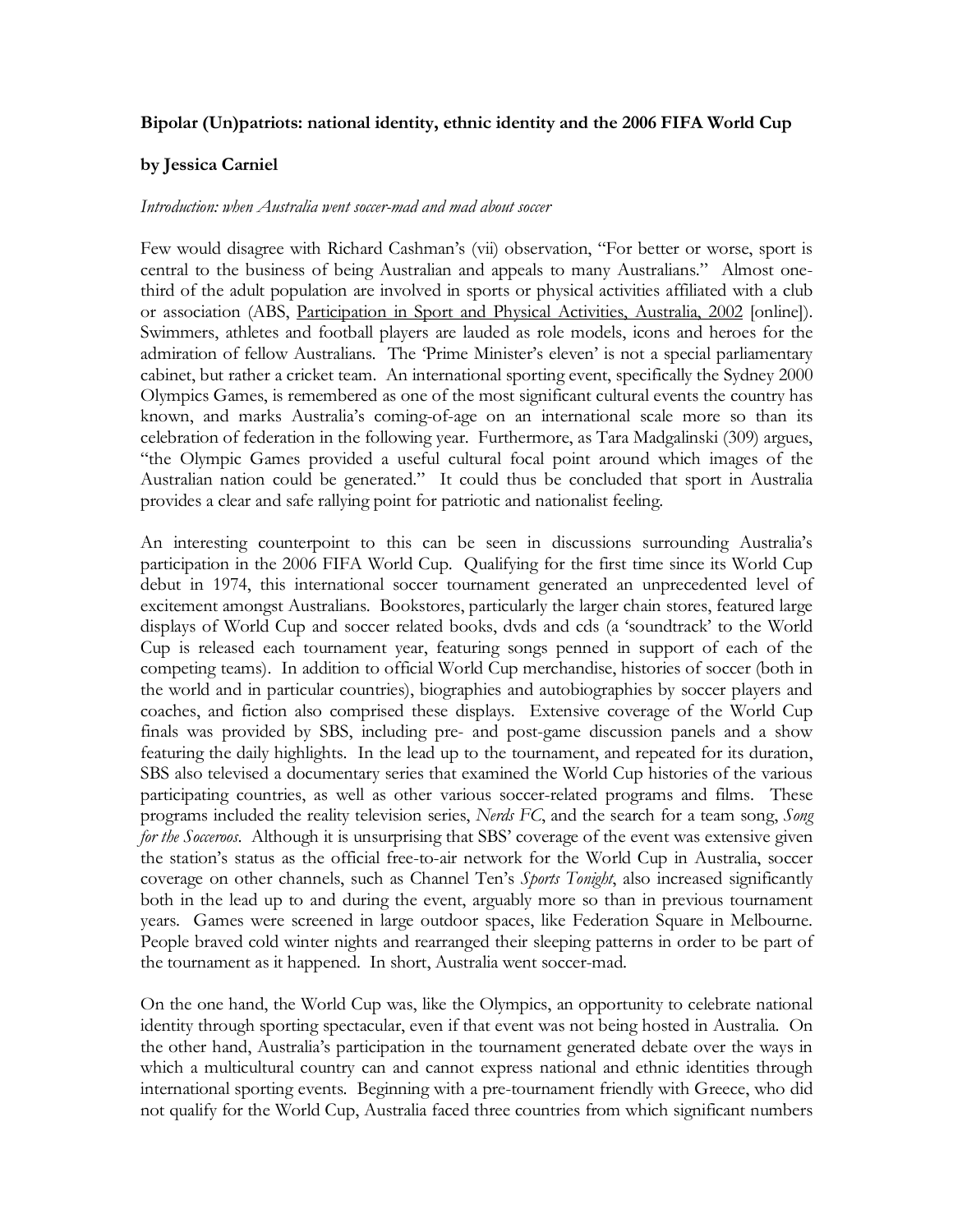**Bipolar (Un)patriots: national identity, ethnic identity and the 2006 FIFA World Cup**

**by Jessica Carniel**

*Introduction: when Australia went soccer-mad and mad about soccer*

Few would disagree with Richard Cashman's (vii) observation, "For better or worse, sport is central to the business of being Australian and appeals to many Australians." Almost one-third of the adult population are involved in sports or physical activities affiliated with a club or association (ABS, Participation in Sport and Physical Activities, Australia, 2002 [online]). Swimmers, athletes and football players are lauded as role models, icons and heroes for the admiration of fellow Australians. The 'Prime Minister's eleven' is not a special parliamentary cabinet, but rather a cricket team. An international sporting event, specifically the Sydney 2000 Olympics Games, is remembered as one of the most significant cultural events the country has known, and marks Australia's coming-of-age on an international scale more so than its celebration of federation in the following year. Furthermore, as Tara Madgalinski (309) argues, "the Olympic Games provided a useful cultural focal point around which images of the Australian nation could be generated." It could thus be concluded that sport in Australia provides a clear and safe rallying point for patriotic and nationalist feeling.

An interesting counterpoint to this can be seen in discussions surrounding Australia's participation in the 2006 FIFA World Cup. Qualifying for the first time since its World Cup debut in 1974, this international soccer tournament generated an unprecedented level of excitement amongst Australians. Bookstores, particularly the larger chain stores, featured large displays of World Cup and soccer related books, dvds and cds (a 'soundtrack' to the World Cup is released each tournament year, featuring songs penned in support of each of the competing teams). In addition to official World Cup merchandise, histories of soccer (both in the world and in particular countries), biographies and autobiographies by soccer players and coaches, and fiction also comprised these displays. Extensive coverage of the World Cup finals was provided by SBS, including pre- and post-game discussion panels and a show featuring the daily highlights. In the lead up to the tournament, and repeated for its duration, SBS also televised a documentary series that examined the World Cup histories of the various participating countries, as well as other various soccer-related programs and films. These programs included the reality television series, *Nerds FC*, and the search for a team song, *Song for the Socceroos*. Although it is unsurprising that SBS' coverage of the event was extensive given the station's status as the official free-to-air network for the World Cup in Australia, soccer coverage on other channels, such as Channel Ten's *Sports Tonight*, also increased significantly both in the lead up to and during the event, arguably more so than in previous tournament years. Games were screened in large outdoor spaces, like Federation Square in Melbourne. People braved cold winter nights and rearranged their sleeping patterns in order to be part of the tournament as it happened. In short, Australia went soccer-mad.

On the one hand, the World Cup was, like the Olympics, an opportunity to celebrate national identity through sporting spectacular, even if that event was not being hosted in Australia. On the other hand, Australia's participation in the tournament generated debate over the ways in which a multicultural country can and cannot express national and ethnic identities through international sporting events. Beginning with a pre-tournament friendly with Greece, who did not qualify for the World Cup, Australia faced three countries from which significant numbers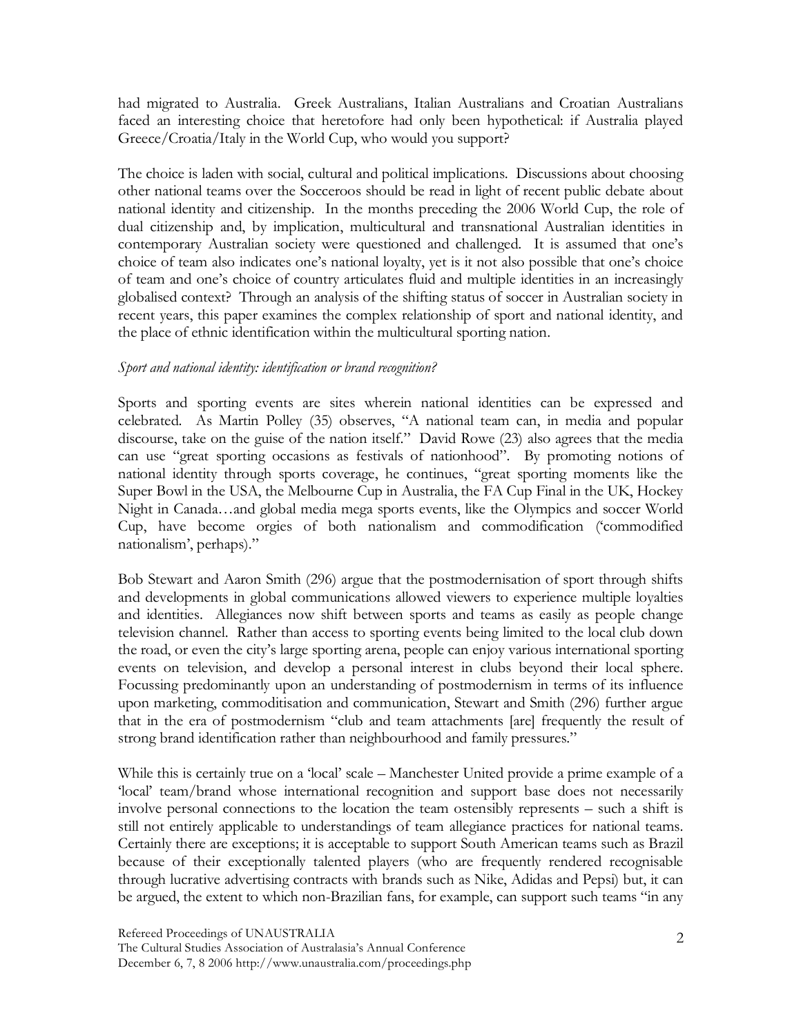had migrated to Australia. Greek Australians, Italian Australians and Croatian Australians faced an interesting choice that heretofore had only been hypothetical: if Australia played Greece/Croatia/Italy in the World Cup, who would you support?

The choice is laden with social, cultural and political implications. Discussions about choosing other national teams over the Socceroos should be read in light of recent public debate about national identity and citizenship. In the months preceding the 2006 World Cup, the role of dual citizenship and, by implication, multicultural and transnational Australian identities in contemporary Australian society were questioned and challenged. It is assumed that one's choice of team also indicates one's national loyalty, yet is it not also possible that one's choice of team and one's choice of country articulates fluid and multiple identities in an increasingly globalised context? Through an analysis of the shifting status of soccer in Australian society in recent years, this paper examines the complex relationship of sport and national identity, and the place of ethnic identification within the multicultural sporting nation.

*Sport and national identity: identification or brand recognition?*

Sports and sporting events are sites wherein national identities can be expressed and celebrated. As Martin Polley (35) observes, "A national team can, in media and popular discourse, take on the guise of the nation itself." David Rowe (23) also agrees that the media can use "great sporting occasions as festivals of nationhood". By promoting notions of national identity through sports coverage, he continues, "great sporting moments like the Super Bowl in the USA, the Melbourne Cup in Australia, the FA Cup Final in the UK, Hockey Night in Canada…and global media mega sports events, like the Olympics and soccer World Cup, have become orgies of both nationalism and commodification ('commodified nationalism', perhaps)."

Bob Stewart and Aaron Smith (296) argue that the postmodernisation of sport through shifts and developments in global communications allowed viewers to experience multiple loyalties and identities. Allegiances now shift between sports and teams as easily as people change television channel. Rather than access to sporting events being limited to the local club down the road, or even the city's large sporting arena, people can enjoy various international sporting events on television, and develop a personal interest in clubs beyond their local sphere. Focussing predominantly upon an understanding of postmodernism in terms of its influence upon marketing, commoditisation and communication, Stewart and Smith (296) further argue that in the era of postmodernism "club and team attachments [are] frequently the result of strong brand identification rather than neighbourhood and family pressures."

While this is certainly true on a 'local' scale – Manchester United provide a prime example of a 'local' team/brand whose international recognition and support base does not necessarily involve personal connections to the location the team ostensibly represents – such a shift is still not entirely applicable to understandings of team allegiance practices for national teams. Certainly there are exceptions; it is acceptable to support South American teams such as Brazil because of their exceptionally talented players (who are frequently rendered recognisable through lucrative advertising contracts with brands such as Nike, Adidas and Pepsi) but, it can be argued, the extent to which non-Brazilian fans, for example, can support such teams "in any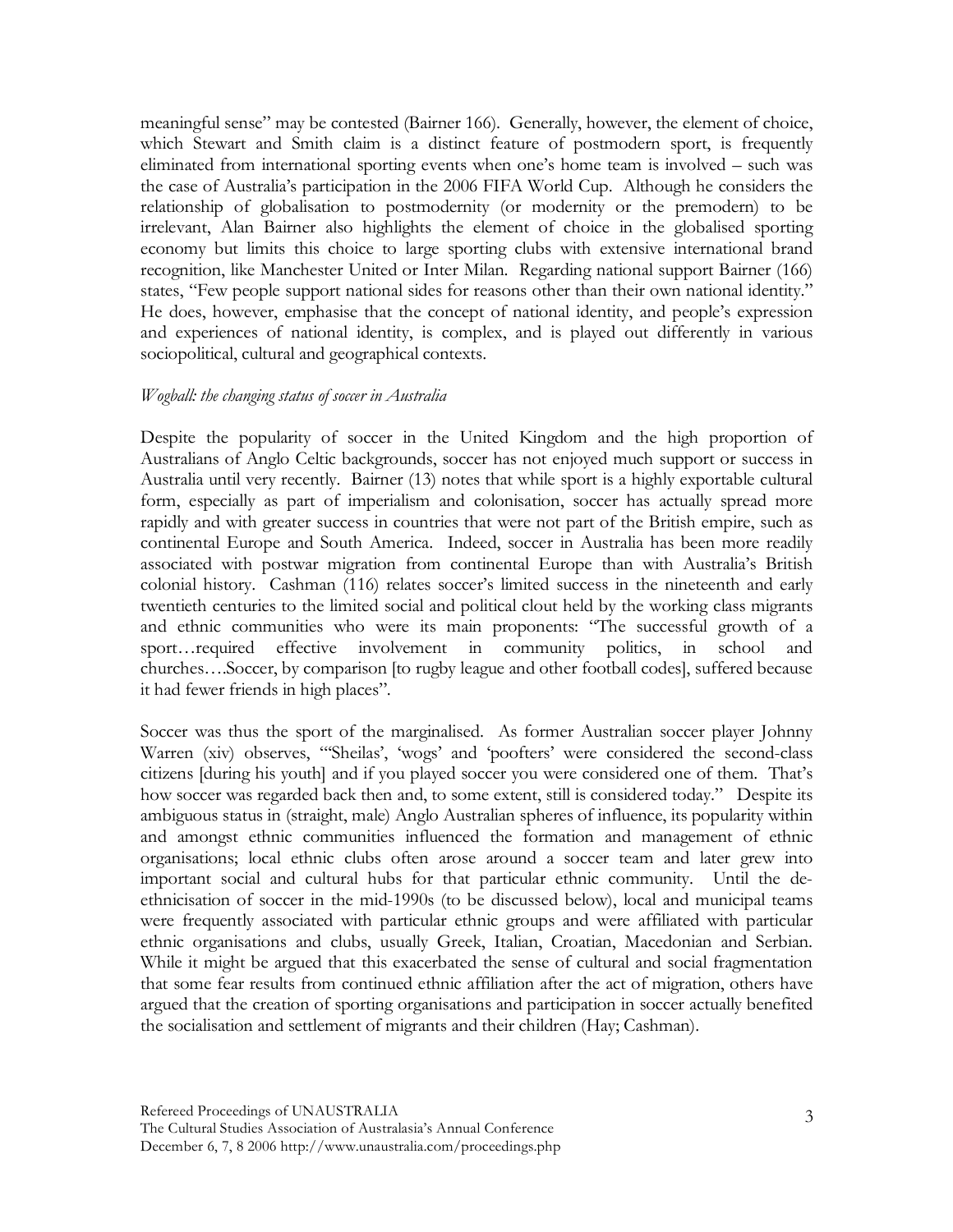meaningful sense" may be contested (Bairner 166). Generally, however, the element of choice, which Stewart and Smith claim is a distinct feature of postmodern sport, is frequently eliminated from international sporting events when one's home team is involved – such was the case of Australia's participation in the 2006 FIFA World Cup. Although he considers the relationship of globalisation to postmodernity (or modernity or the premodern) to be irrelevant, Alan Bairner also highlights the element of choice in the globalised sporting economy but limits this choice to large sporting clubs with extensive international brand recognition, like Manchester United or Inter Milan. Regarding national support Bairner (166) states, "Few people support national sides for reasons other than their own national identity." He does, however, emphasise that the concept of national identity, and people's expression and experiences of national identity, is complex, and is played out differently in various sociopolitical, cultural and geographical contexts.

*Wogball: the changing status of soccer in Australia*

Despite the popularity of soccer in the United Kingdom and the high proportion of Australians of Anglo Celtic backgrounds, soccer has not enjoyed much support or success in Australia until very recently. Bairner (13) notes that while sport is a highly exportable cultural form, especially as part of imperialism and colonisation, soccer has actually spread more rapidly and with greater success in countries that were not part of the British empire, such as continental Europe and South America. Indeed, soccer in Australia has been more readily associated with postwar migration from continental Europe than with Australia's British colonial history. Cashman (116) relates soccer's limited success in the nineteenth and early twentieth centuries to the limited social and political clout held by the working class migrants and ethnic communities who were its main proponents: "The successful growth of a sport…required effective involvement in community politics, in school and churches….Soccer, by comparison [to rugby league and other football codes], suffered because it had fewer friends in high places".

Soccer was thus the sport of the marginalised. As former Australian soccer player Johnny Warren (xiv) observes, "'Sheilas', 'wogs' and 'poofters' were considered the second-class citizens [during his youth] and if you played soccer you were considered one of them. That's how soccer was regarded back then and, to some extent, still is considered today." Despite its ambiguous status in (straight, male) Anglo Australian spheres of influence, its popularity within and amongst ethnic communities influenced the formation and management of ethnic organisations; local ethnic clubs often arose around a soccer team and later grew into important social and cultural hubs for that particular ethnic community. Until the de-ethnicisation of soccer in the mid-1990s (to be discussed below), local and municipal teams were frequently associated with particular ethnic groups and were affiliated with particular ethnic organisations and clubs, usually Greek, Italian, Croatian, Macedonian and Serbian. While it might be argued that this exacerbated the sense of cultural and social fragmentation that some fear results from continued ethnic affiliation after the act of migration, others have argued that the creation of sporting organisations and participation in soccer actually benefited the socialisation and settlement of migrants and their children (Hay; Cashman).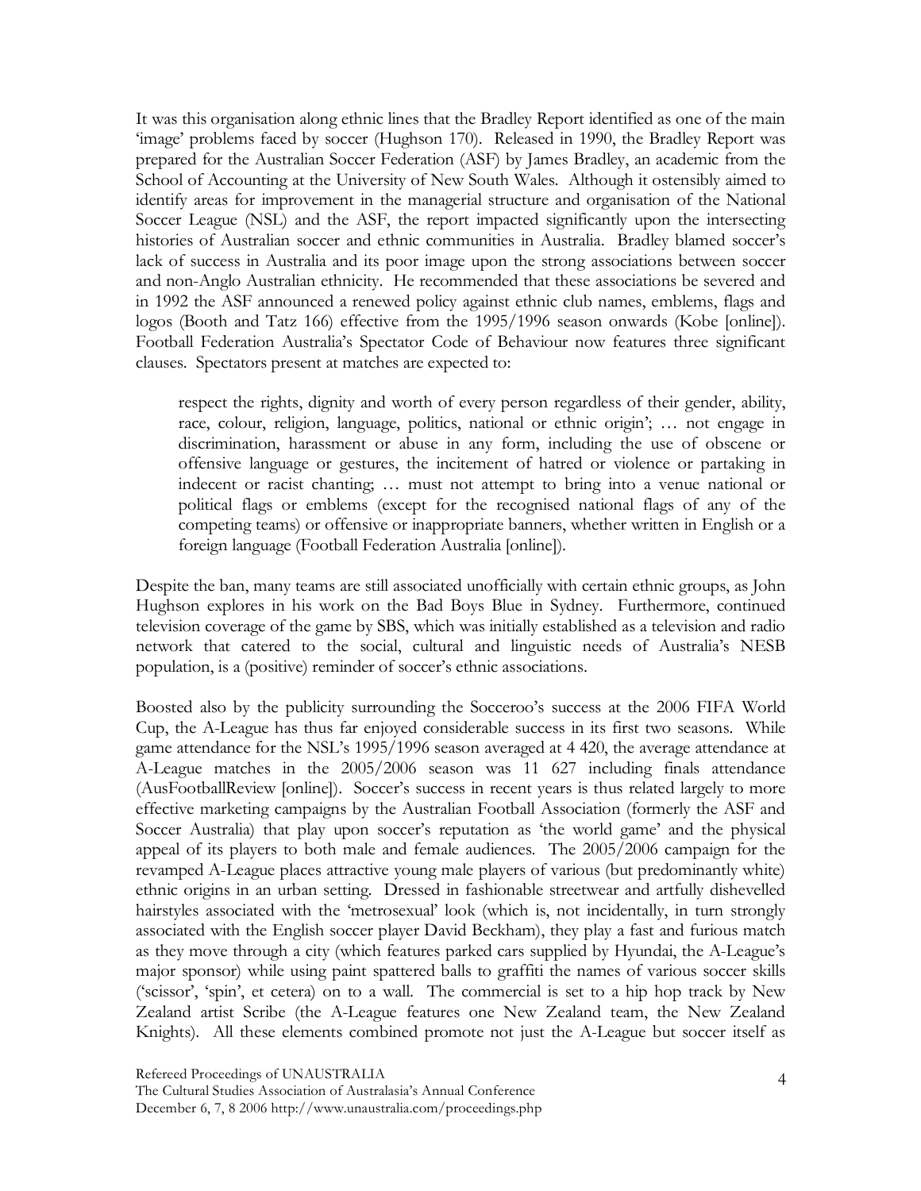It was this organisation along ethnic lines that the Bradley Report identified as one of the main 'image' problems faced by soccer (Hughson 170). Released in 1990, the Bradley Report was prepared for the Australian Soccer Federation (ASF) by James Bradley, an academic from the School of Accounting at the University of New South Wales. Although it ostensibly aimed to identify areas for improvement in the managerial structure and organisation of the National Soccer League (NSL) and the ASF, the report impacted significantly upon the intersecting histories of Australian soccer and ethnic communities in Australia. Bradley blamed soccer's lack of success in Australia and its poor image upon the strong associations between soccer and non-Anglo Australian ethnicity. He recommended that these associations be severed and in 1992 the ASF announced a renewed policy against ethnic club names, emblems, flags and logos (Booth and Tatz 166) effective from the 1995/1996 season onwards (Kobe [online]). Football Federation Australia's Spectator Code of Behaviour now features three significant clauses. Spectators present at matches are expected to:

> respect the rights, dignity and worth of every person regardless of their gender, ability, race, colour, religion, language, politics, national or ethnic origin'; … not engage in discrimination, harassment or abuse in any form, including the use of obscene or offensive language or gestures, the incitement of hatred or violence or partaking in indecent or racist chanting; … must not attempt to bring into a venue national or political flags or emblems (except for the recognised national flags of any of the competing teams) or offensive or inappropriate banners, whether written in English or a foreign language (Football Federation Australia [online]).

Despite the ban, many teams are still associated unofficially with certain ethnic groups, as John Hughson explores in his work on the Bad Boys Blue in Sydney. Furthermore, continued television coverage of the game by SBS, which was initially established as a television and radio network that catered to the social, cultural and linguistic needs of Australia's NESB population, is a (positive) reminder of soccer's ethnic associations.

Boosted also by the publicity surrounding the Socceroo's success at the 2006 FIFA World Cup, the A-League has thus far enjoyed considerable success in its first two seasons. While game attendance for the NSL's 1995/1996 season averaged at 4 420, the average attendance at A-League matches in the 2005/2006 season was 11 627 including finals attendance (AusFootballReview [online]). Soccer's success in recent years is thus related largely to more effective marketing campaigns by the Australian Football Association (formerly the ASF and Soccer Australia) that play upon soccer's reputation as 'the world game' and the physical appeal of its players to both male and female audiences. The 2005/2006 campaign for the revamped A-League places attractive young male players of various (but predominantly white) ethnic origins in an urban setting. Dressed in fashionable streetwear and artfully dishevelled hairstyles associated with the 'metrosexual' look (which is, not incidentally, in turn strongly associated with the English soccer player David Beckham), they play a fast and furious match as they move through a city (which features parked cars supplied by Hyundai, the A-League's major sponsor) while using paint spattered balls to graffiti the names of various soccer skills ('scissor', 'spin', et cetera) on to a wall. The commercial is set to a hip hop track by New Zealand artist Scribe (the A-League features one New Zealand team, the New Zealand Knights). All these elements combined promote not just the A-League but soccer itself as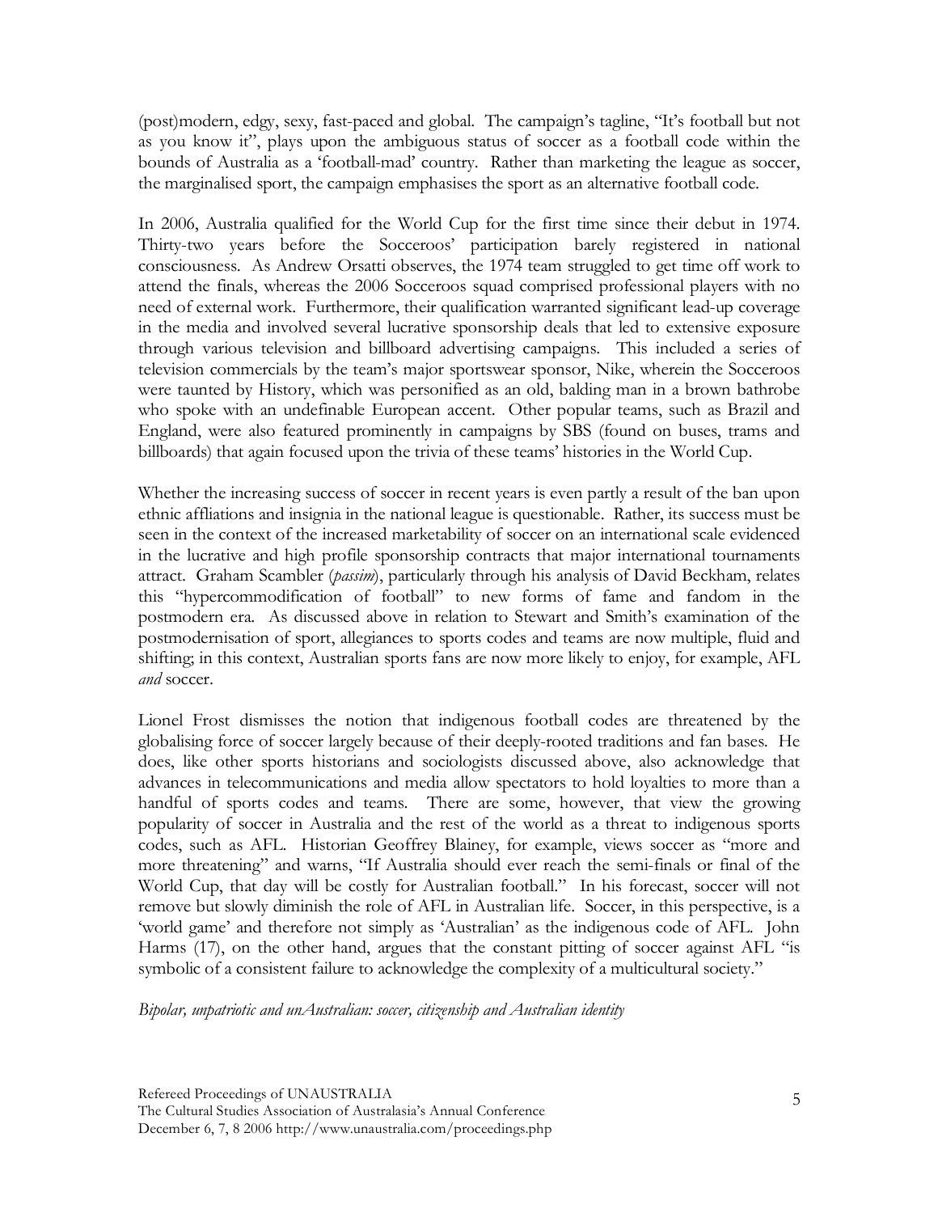(post)modern, edgy, sexy, fast-paced and global. The campaign's tagline, "It's football but not as you know it", plays upon the ambiguous status of soccer as a football code within the bounds of Australia as a 'football-mad' country. Rather than marketing the league as soccer, the marginalised sport, the campaign emphasises the sport as an alternative football code.

In 2006, Australia qualified for the World Cup for the first time since their debut in 1974. Thirty-two years before the Socceroos' participation barely registered in national consciousness. As Andrew Orsatti observes, the 1974 team struggled to get time off work to attend the finals, whereas the 2006 Socceroos squad comprised professional players with no need of external work. Furthermore, their qualification warranted significant lead-up coverage in the media and involved several lucrative sponsorship deals that led to extensive exposure through various television and billboard advertising campaigns. This included a series of television commercials by the team's major sportswear sponsor, Nike, wherein the Socceroos were taunted by History, which was personified as an old, balding man in a brown bathrobe who spoke with an undefinable European accent. Other popular teams, such as Brazil and England, were also featured prominently in campaigns by SBS (found on buses, trams and billboards) that again focused upon the trivia of these teams' histories in the World Cup.

Whether the increasing success of soccer in recent years is even partly a result of the ban upon ethnic affliations and insignia in the national league is questionable. Rather, its success must be seen in the context of the increased marketability of soccer on an international scale evidenced in the lucrative and high profile sponsorship contracts that major international tournaments attract. Graham Scambler (*passim*), particularly through his analysis of David Beckham, relates this "hypercommodification of football" to new forms of fame and fandom in the postmodern era. As discussed above in relation to Stewart and Smith's examination of the postmodernisation of sport, allegiances to sports codes and teams are now multiple, fluid and shifting; in this context, Australian sports fans are now more likely to enjoy, for example, AFL *and* soccer.

Lionel Frost dismisses the notion that indigenous football codes are threatened by the globalising force of soccer largely because of their deeply-rooted traditions and fan bases. He does, like other sports historians and sociologists discussed above, also acknowledge that advances in telecommunications and media allow spectators to hold loyalties to more than a handful of sports codes and teams. There are some, however, that view the growing popularity of soccer in Australia and the rest of the world as a threat to indigenous sports codes, such as AFL. Historian Geoffrey Blainey, for example, views soccer as "more and more threatening" and warns, "If Australia should ever reach the semi-finals or final of the World Cup, that day will be costly for Australian football." In his forecast, soccer will not remove but slowly diminish the role of AFL in Australian life. Soccer, in this perspective, is a 'world game' and therefore not simply as 'Australian' as the indigenous code of AFL. John Harms (17), on the other hand, argues that the constant pitting of soccer against AFL "is symbolic of a consistent failure to acknowledge the complexity of a multicultural society."

### *Bipolar, unpatriotic and unAustralian: soccer, citizenship and Australian identity*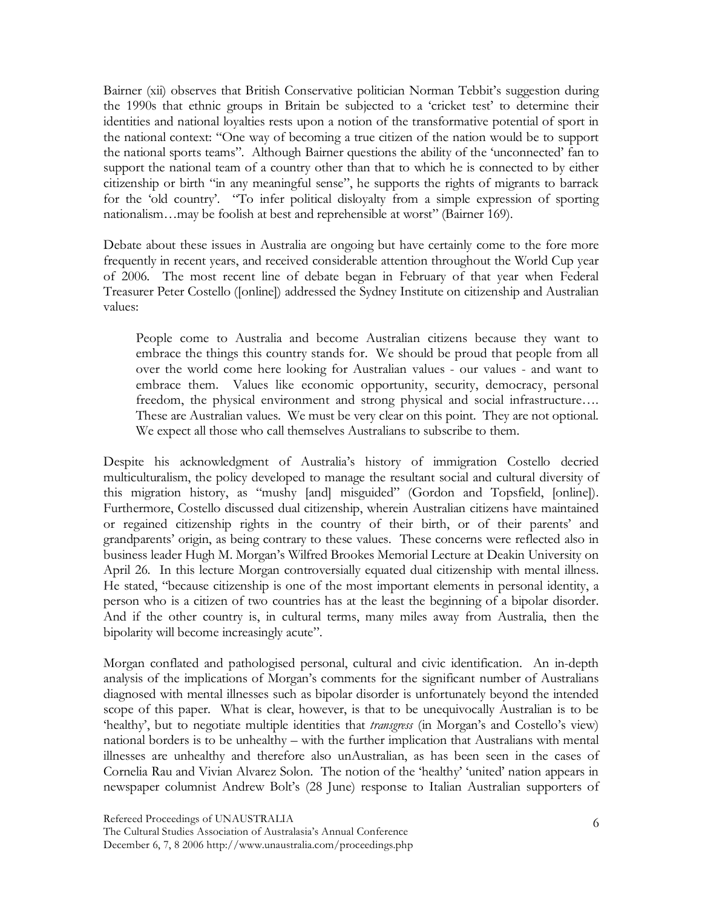Bairner (xii) observes that British Conservative politician Norman Tebbit's suggestion during the 1990s that ethnic groups in Britain be subjected to a 'cricket test' to determine their identities and national loyalties rests upon a notion of the transformative potential of sport in the national context: "One way of becoming a true citizen of the nation would be to support the national sports teams". Although Bairner questions the ability of the 'unconnected' fan to support the national team of a country other than that to which he is connected to by either citizenship or birth "in any meaningful sense", he supports the rights of migrants to barrack for the 'old country'. "To infer political disloyalty from a simple expression of sporting nationalism…may be foolish at best and reprehensible at worst" (Bairner 169).

Debate about these issues in Australia are ongoing but have certainly come to the fore more frequently in recent years, and received considerable attention throughout the World Cup year of 2006. The most recent line of debate began in February of that year when Federal Treasurer Peter Costello ([online]) addressed the Sydney Institute on citizenship and Australian values:

> People come to Australia and become Australian citizens because they want to embrace the things this country stands for. We should be proud that people from all over the world come here looking for Australian values - our values - and want to embrace them. Values like economic opportunity, security, democracy, personal freedom, the physical environment and strong physical and social infrastructure…. These are Australian values. We must be very clear on this point. They are not optional. We expect all those who call themselves Australians to subscribe to them.

Despite his acknowledgment of Australia's history of immigration Costello decried multiculturalism, the policy developed to manage the resultant social and cultural diversity of this migration history, as "mushy [and] misguided" (Gordon and Topsfield, [online]). Furthermore, Costello discussed dual citizenship, wherein Australian citizens have maintained or regained citizenship rights in the country of their birth, or of their parents' and grandparents' origin, as being contrary to these values. These concerns were reflected also in business leader Hugh M. Morgan's Wilfred Brookes Memorial Lecture at Deakin University on April 26. In this lecture Morgan controversially equated dual citizenship with mental illness. He stated, "because citizenship is one of the most important elements in personal identity, a person who is a citizen of two countries has at the least the beginning of a bipolar disorder. And if the other country is, in cultural terms, many miles away from Australia, then the bipolarity will become increasingly acute".

Morgan conflated and pathologised personal, cultural and civic identification. An in-depth analysis of the implications of Morgan's comments for the significant number of Australians diagnosed with mental illnesses such as bipolar disorder is unfortunately beyond the intended scope of this paper. What is clear, however, is that to be unequivocally Australian is to be 'healthy', but to negotiate multiple identities that *transgress* (in Morgan's and Costello's view) national borders is to be unhealthy – with the further implication that Australians with mental illnesses are unhealthy and therefore also unAustralian, as has been seen in the cases of Cornelia Rau and Vivian Alvarez Solon. The notion of the 'healthy' 'united' nation appears in newspaper columnist Andrew Bolt's (28 June) response to Italian Australian supporters of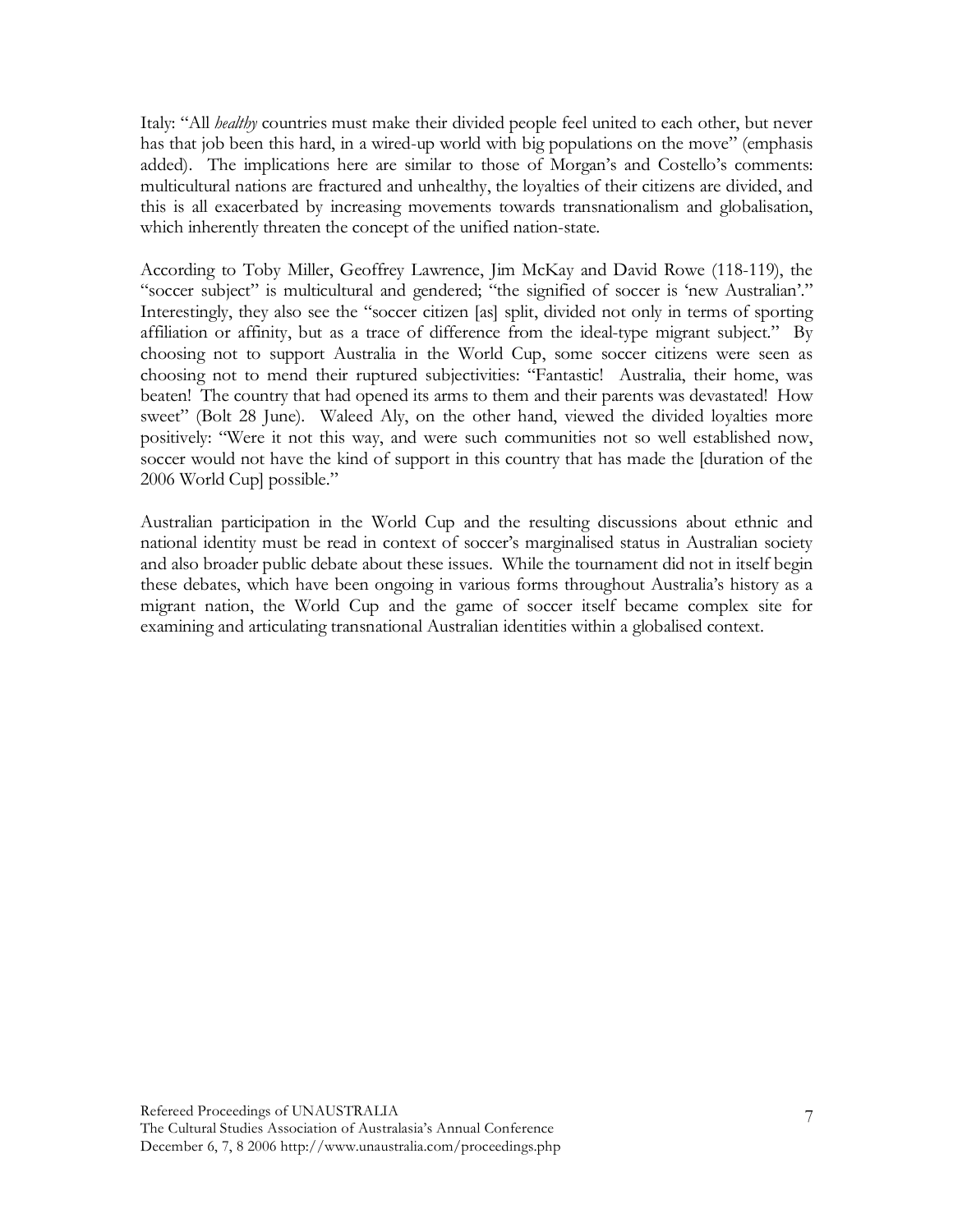Italy: "All *healthy* countries must make their divided people feel united to each other, but never has that job been this hard, in a wired-up world with big populations on the move" (emphasis added). The implications here are similar to those of Morgan's and Costello's comments: multicultural nations are fractured and unhealthy, the loyalties of their citizens are divided, and this is all exacerbated by increasing movements towards transnationalism and globalisation, which inherently threaten the concept of the unified nation-state.

According to Toby Miller, Geoffrey Lawrence, Jim McKay and David Rowe (118-119), the "soccer subject" is multicultural and gendered; "the signified of soccer is 'new Australian'." Interestingly, they also see the "soccer citizen [as] split, divided not only in terms of sporting affiliation or affinity, but as a trace of difference from the ideal-type migrant subject." By choosing not to support Australia in the World Cup, some soccer citizens were seen as choosing not to mend their ruptured subjectivities: "Fantastic! Australia, their home, was beaten! The country that had opened its arms to them and their parents was devastated! How sweet" (Bolt 28 June). Waleed Aly, on the other hand, viewed the divided loyalties more positively: "Were it not this way, and were such communities not so well established now, soccer would not have the kind of support in this country that has made the [duration of the 2006 World Cup] possible."

Australian participation in the World Cup and the resulting discussions about ethnic and national identity must be read in context of soccer's marginalised status in Australian society and also broader public debate about these issues. While the tournament did not in itself begin these debates, which have been ongoing in various forms throughout Australia's history as a migrant nation, the World Cup and the game of soccer itself became complex site for examining and articulating transnational Australian identities within a globalised context.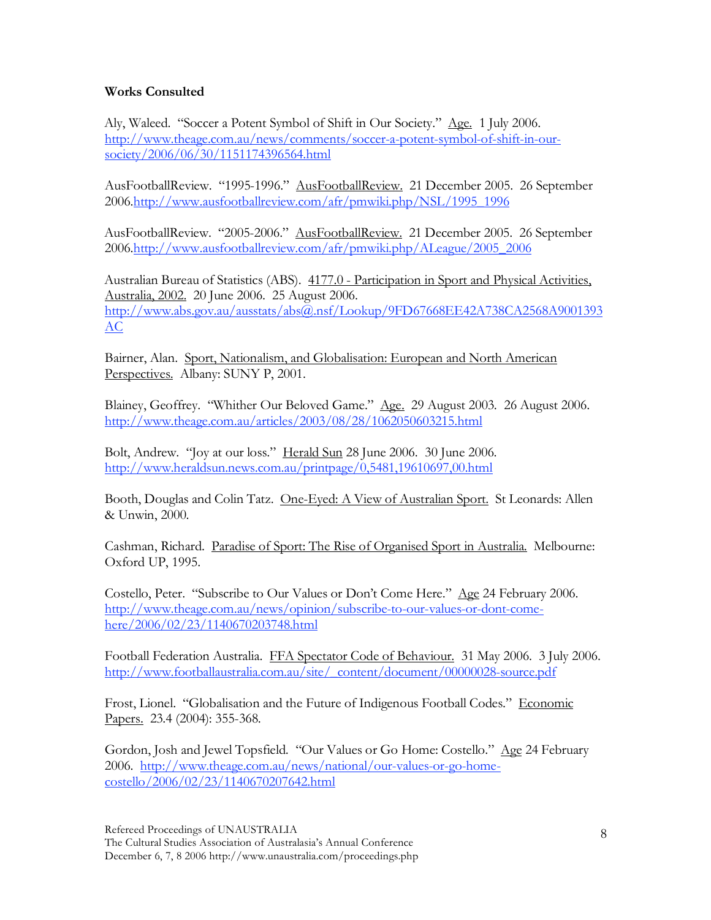**Works Consulted**

Aly, Waleed. "Soccer a Potent Symbol of Shift in Our Society." Age. 1 July 2006. http://www.theage.com.au/news/comments/soccer-a-potent-symbol-of-shift-in-our-society/2006/06/30/1151174396564.html

AusFootballReview. "1995-1996." AusFootballReview. 21 December 2005. 26 September 2006.http://www.ausfootballreview.com/afr/pmwiki.php/NSL/1995_1996

AusFootballReview. "2005-2006." AusFootballReview. 21 December 2005. 26 September 2006.http://www.ausfootballreview.com/afr/pmwiki.php/ALeague/2005_2006

Australian Bureau of Statistics (ABS). 4177.0 - Participation in Sport and Physical Activities, Australia, 2002. 20 June 2006. 25 August 2006. http://www.abs.gov.au/ausstats/abs@.nsf/Lookup/9FD67668EE42A738CA2568A9001393AC

Bairner, Alan. Sport, Nationalism, and Globalisation: European and North American Perspectives. Albany: SUNY P, 2001.

Blainey, Geoffrey. "Whither Our Beloved Game." Age. 29 August 2003. 26 August 2006. http://www.theage.com.au/articles/2003/08/28/1062050603215.html

Bolt, Andrew. "Joy at our loss." Herald Sun 28 June 2006. 30 June 2006. http://www.heraldsun.news.com.au/printpage/0,5481,19610697,00.html

Booth, Douglas and Colin Tatz. One-Eyed: A View of Australian Sport. St Leonards: Allen & Unwin, 2000.

Cashman, Richard. Paradise of Sport: The Rise of Organised Sport in Australia. Melbourne: Oxford UP, 1995.

Costello, Peter. "Subscribe to Our Values or Don't Come Here." Age 24 February 2006. http://www.theage.com.au/news/opinion/subscribe-to-our-values-or-dont-come-here/2006/02/23/1140670203748.html

Football Federation Australia. FFA Spectator Code of Behaviour. 31 May 2006. 3 July 2006. http://www.footballaustralia.com.au/site/_content/document/00000028-source.pdf

Frost, Lionel. "Globalisation and the Future of Indigenous Football Codes." Economic Papers. 23.4 (2004): 355-368.

Gordon, Josh and Jewel Topsfield. "Our Values or Go Home: Costello." Age 24 February 2006. http://www.theage.com.au/news/national/our-values-or-go-home-costello/2006/02/23/1140670207642.html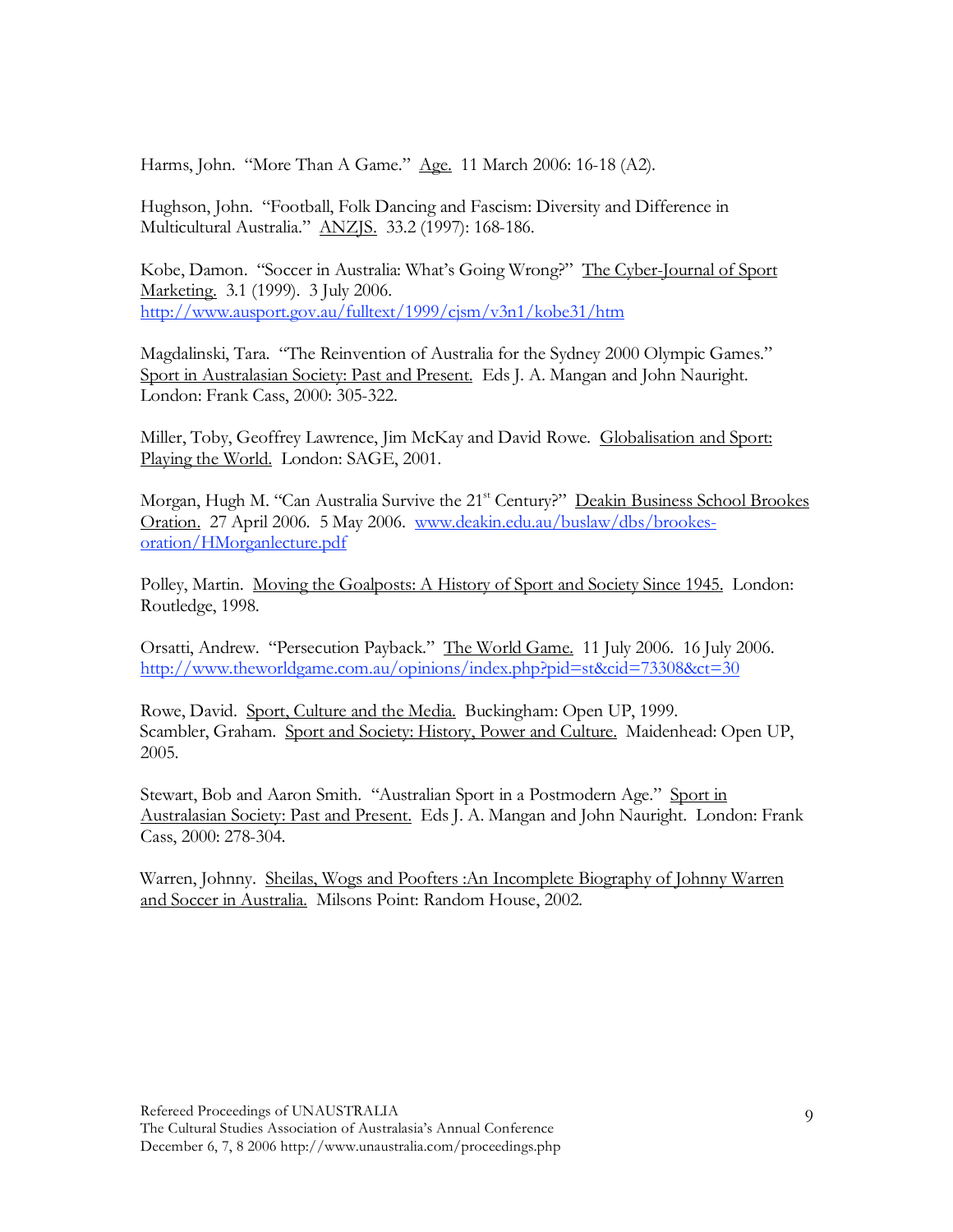Harms, John. "More Than A Game." Age. 11 March 2006: 16-18 (A2).

Hughson, John. "Football, Folk Dancing and Fascism: Diversity and Difference in Multicultural Australia." ANZJS. 33.2 (1997): 168-186.

Kobe, Damon. "Soccer in Australia: What's Going Wrong?" The Cyber-Journal of Sport Marketing. 3.1 (1999). 3 July 2006. http://www.ausport.gov.au/fulltext/1999/cjsm/v3n1/kobe31/htm

Magdalinski, Tara. "The Reinvention of Australia for the Sydney 2000 Olympic Games." Sport in Australasian Society: Past and Present. Eds J. A. Mangan and John Nauright. London: Frank Cass, 2000: 305-322.

Miller, Toby, Geoffrey Lawrence, Jim McKay and David Rowe. Globalisation and Sport: Playing the World. London: SAGE, 2001.

Morgan, Hugh M. "Can Australia Survive the 21st Century?" Deakin Business School Brookes Oration. 27 April 2006. 5 May 2006. www.deakin.edu.au/buslaw/dbs/brookes-oration/HMorganlecture.pdf

Polley, Martin. Moving the Goalposts: A History of Sport and Society Since 1945. London: Routledge, 1998.

Orsatti, Andrew. "Persecution Payback." The World Game. 11 July 2006. 16 July 2006. http://www.theworldgame.com.au/opinions/index.php?pid=st&cid=73308&ct=30

Rowe, David. Sport, Culture and the Media. Buckingham: Open UP, 1999.
Scambler, Graham. Sport and Society: History, Power and Culture. Maidenhead: Open UP, 2005.

Stewart, Bob and Aaron Smith. "Australian Sport in a Postmodern Age." Sport in Australasian Society: Past and Present. Eds J. A. Mangan and John Nauright. London: Frank Cass, 2000: 278-304.

Warren, Johnny. Sheilas, Wogs and Poofters :An Incomplete Biography of Johnny Warren and Soccer in Australia. Milsons Point: Random House, 2002.